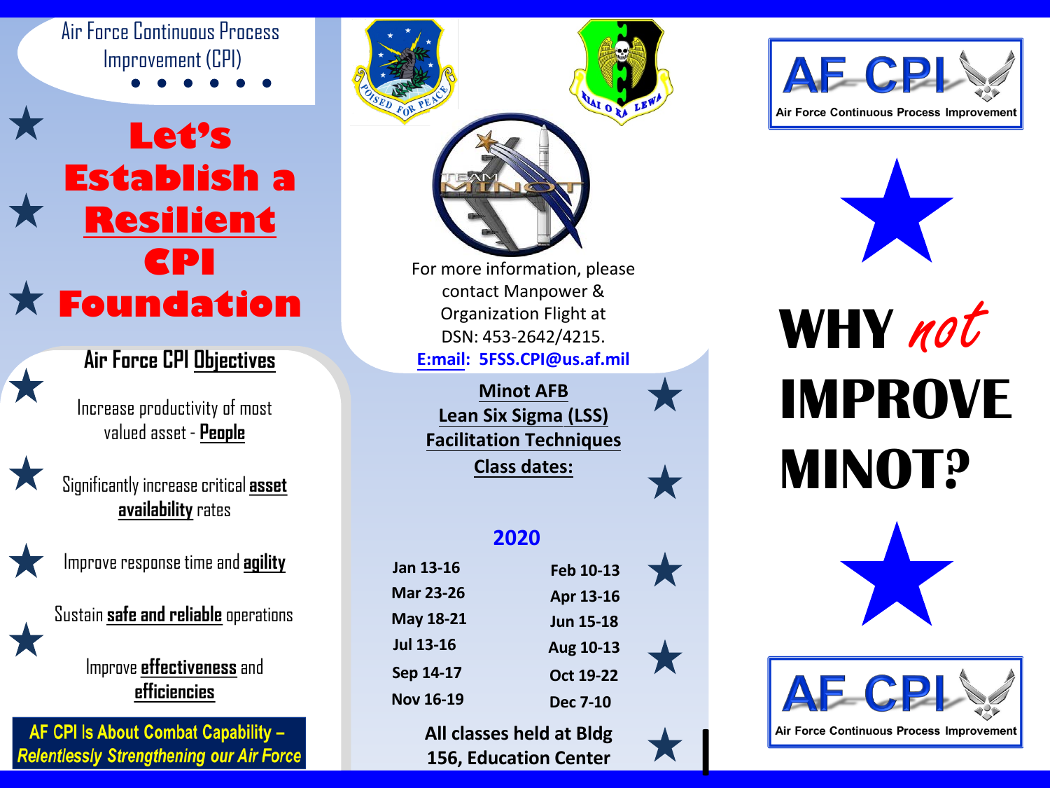Air Force Continuous Process Improvement (CPI)

# Let's Establish a Resilient CPI Foundation

## Air Force CPI Objectives

- Increase productivity of most valued asset - **People**
- Significantly increase critical **asset availability** rates
- Improve response time and **agility**
- Sustain **safe and reliable** operations
- Improve **effectiveness** and **efficiencies**

**AF CPI Is About Combat Capability –** ***Relentlessly Strengthening our Air Force***

For more information, please contact Manpower & Organization Flight at DSN: 453-2642/4215.
**E:mail: 5FSS.CPI@us.af.mil**

## Minot AFB Lean Six Sigma (LSS) Facilitation Techniques Class dates:

### 2020

| | |
|---|---|
| Jan 13-16 | Feb 10-13 |
| Mar 23-26 | Apr 13-16 |
| May 18-21 | Jun 15-18 |
| Jul 13-16 | Aug 10-13 |
| Sep 14-17 | Oct 19-22 |
| Nov 16-19 | Dec 7-10 |

**All classes held at Bldg 156, Education Center**

AF CPI
Air Force Continuous Process Improvement

# WHY *not* IMPROVE MINOT?

AF CPI
Air Force Continuous Process Improvement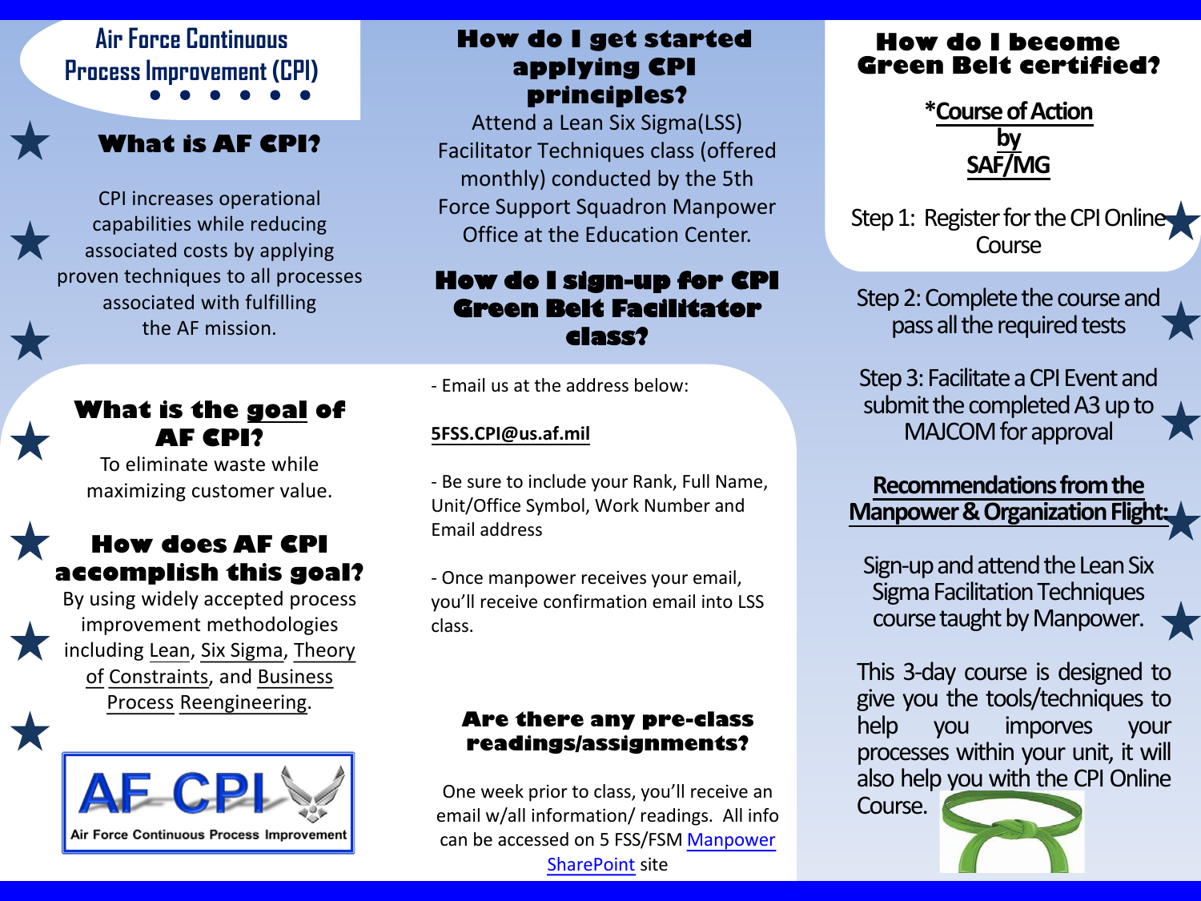# Air Force Continuous Process Improvement (CPI)

## What is AF CPI?

CPI increases operational capabilities while reducing associated costs by applying proven techniques to all processes associated with fulfilling the AF mission.

## What is the goal of AF CPI?

To eliminate waste while maximizing customer value.

## How does AF CPI accomplish this goal?

By using widely accepted process improvement methodologies including Lean, Six Sigma, Theory of Constraints, and Business Process Reengineering.

AF CPI
Air Force Continuous Process Improvement

## How do I get started applying CPI principles?

Attend a Lean Six Sigma(LSS) Facilitator Techniques class (offered monthly) conducted by the 5th Force Support Squadron Manpower Office at the Education Center.

## How do I sign-up for CPI Green Belt Facilitator class?

- Email us at the address below:

5FSS.CPI@us.af.mil

- Be sure to include your Rank, Full Name, Unit/Office Symbol, Work Number and Email address

- Once manpower receives your email, you'll receive confirmation email into LSS class.

## Are there any pre-class readings/assignments?

One week prior to class, you'll receive an email w/all information/ readings. All info can be accessed on 5 FSS/FSM Manpower SharePoint site

## How do I become Green Belt certified?

**\*Course of Action by SAF/MG**

Step 1: Register for the CPI Online Course

Step 2: Complete the course and pass all the required tests

Step 3: Facilitate a CPI Event and submit the completed A3 up to MAJCOM for approval

**Recommendations from the Manpower & Organization Flight:**

Sign-up and attend the Lean Six Sigma Facilitation Techniques course taught by Manpower.

This 3-day course is designed to give you the tools/techniques to help you imporves your processes within your unit, it will also help you with the CPI Online Course.